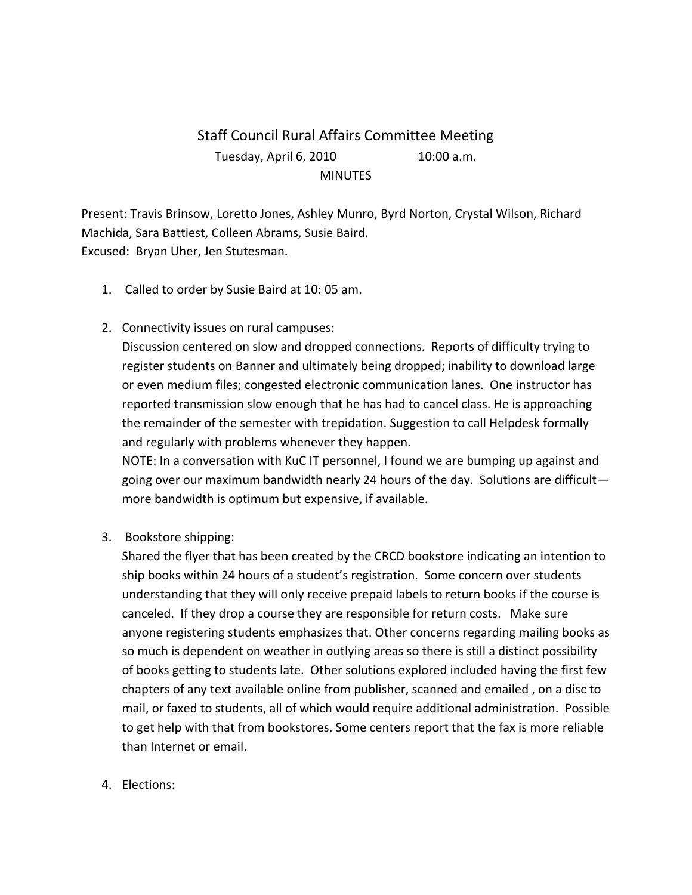# Staff Council Rural Affairs Committee Meeting

Tuesday, April 6, 2010 10:00 a.m.

MINUTES

Present: Travis Brinsow, Loretto Jones, Ashley Munro, Byrd Norton, Crystal Wilson, Richard Machida, Sara Battiest, Colleen Abrams, Susie Baird.
Excused: Bryan Uher, Jen Stutesman.

1. Called to order by Susie Baird at 10: 05 am.

2. Connectivity issues on rural campuses:
   Discussion centered on slow and dropped connections. Reports of difficulty trying to register students on Banner and ultimately being dropped; inability to download large or even medium files; congested electronic communication lanes. One instructor has reported transmission slow enough that he has had to cancel class. He is approaching the remainder of the semester with trepidation. Suggestion to call Helpdesk formally and regularly with problems whenever they happen.
   NOTE: In a conversation with KuC IT personnel, I found we are bumping up against and going over our maximum bandwidth nearly 24 hours of the day. Solutions are difficult—more bandwidth is optimum but expensive, if available.

3. Bookstore shipping:
   Shared the flyer that has been created by the CRCD bookstore indicating an intention to ship books within 24 hours of a student's registration. Some concern over students understanding that they will only receive prepaid labels to return books if the course is canceled. If they drop a course they are responsible for return costs. Make sure anyone registering students emphasizes that. Other concerns regarding mailing books as so much is dependent on weather in outlying areas so there is still a distinct possibility of books getting to students late. Other solutions explored included having the first few chapters of any text available online from publisher, scanned and emailed , on a disc to mail, or faxed to students, all of which would require additional administration. Possible to get help with that from bookstores. Some centers report that the fax is more reliable than Internet or email.

4. Elections: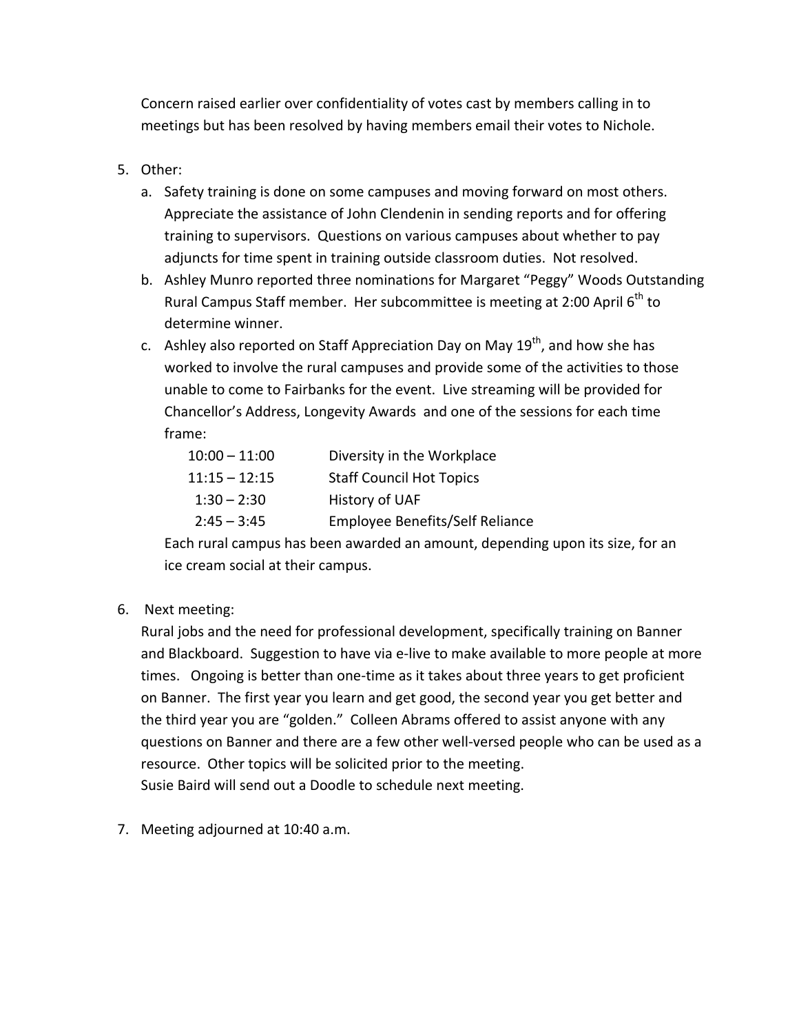Concern raised earlier over confidentiality of votes cast by members calling in to meetings but has been resolved by having members email their votes to Nichole.

5. Other:
   a. Safety training is done on some campuses and moving forward on most others. Appreciate the assistance of John Clendenin in sending reports and for offering training to supervisors. Questions on various campuses about whether to pay adjuncts for time spent in training outside classroom duties. Not resolved.
   b. Ashley Munro reported three nominations for Margaret "Peggy" Woods Outstanding Rural Campus Staff member. Her subcommittee is meeting at 2:00 April 6th to determine winner.
   c. Ashley also reported on Staff Appreciation Day on May 19th, and how she has worked to involve the rural campuses and provide some of the activities to those unable to come to Fairbanks for the event. Live streaming will be provided for Chancellor's Address, Longevity Awards and one of the sessions for each time frame:

      | | |
      |---|---|
      | 10:00 – 11:00 | Diversity in the Workplace |
      | 11:15 – 12:15 | Staff Council Hot Topics |
      | 1:30 – 2:30 | History of UAF |
      | 2:45 – 3:45 | Employee Benefits/Self Reliance |

      Each rural campus has been awarded an amount, depending upon its size, for an ice cream social at their campus.

6. Next meeting:
   Rural jobs and the need for professional development, specifically training on Banner and Blackboard. Suggestion to have via e-live to make available to more people at more times. Ongoing is better than one-time as it takes about three years to get proficient on Banner. The first year you learn and get good, the second year you get better and the third year you are "golden." Colleen Abrams offered to assist anyone with any questions on Banner and there are a few other well-versed people who can be used as a resource. Other topics will be solicited prior to the meeting.
   Susie Baird will send out a Doodle to schedule next meeting.

7. Meeting adjourned at 10:40 a.m.